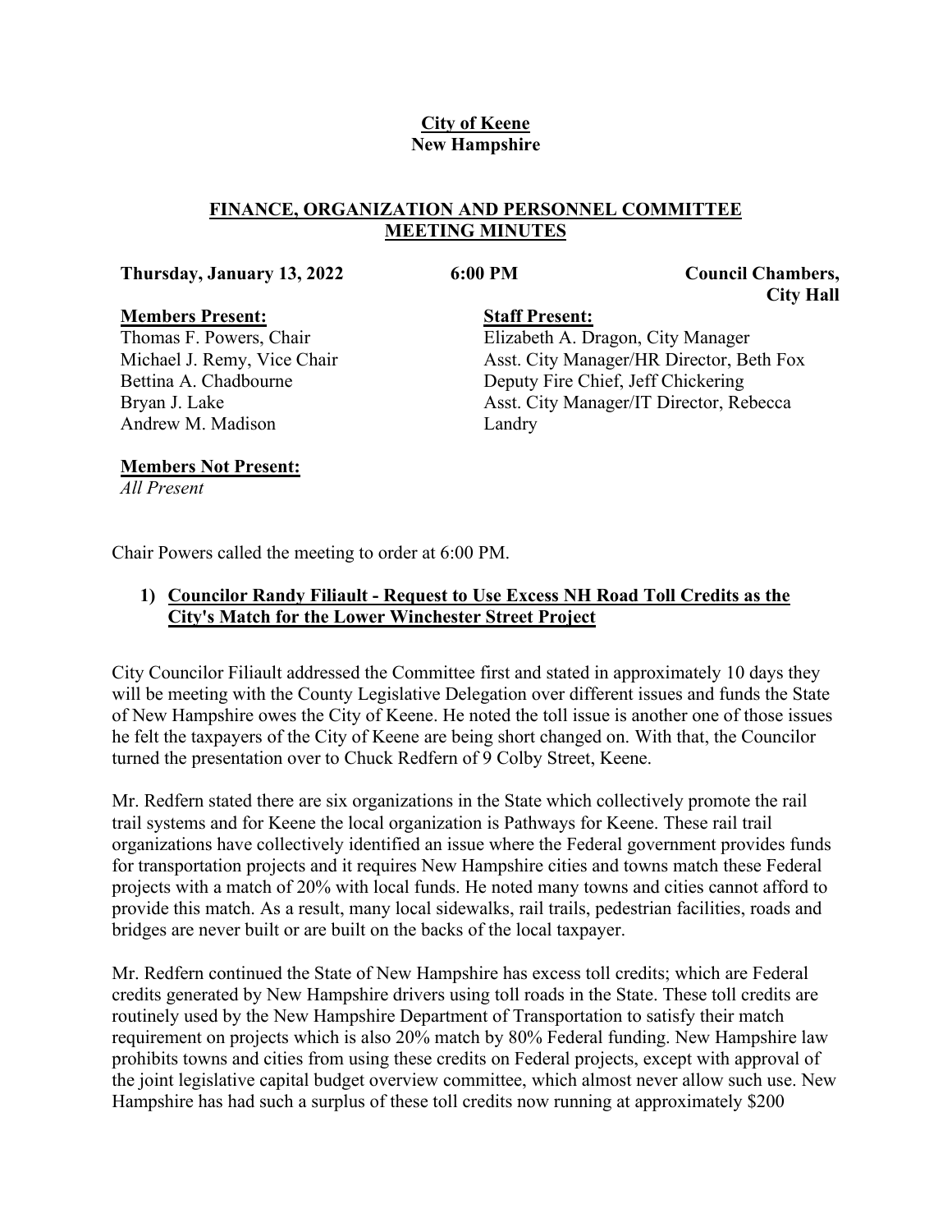**City of Keene**
**New Hampshire**

**FINANCE, ORGANIZATION AND PERSONNEL COMMITTEE MEETING MINUTES**

**Thursday, January 13, 2022** **6:00 PM** **Council Chambers, City Hall**

**Members Present:**
Thomas F. Powers, Chair
Michael J. Remy, Vice Chair
Bettina A. Chadbourne
Bryan J. Lake
Andrew M. Madison

**Staff Present:**
Elizabeth A. Dragon, City Manager
Asst. City Manager/HR Director, Beth Fox
Deputy Fire Chief, Jeff Chickering
Asst. City Manager/IT Director, Rebecca Landry

**Members Not Present:**
*All Present*

Chair Powers called the meeting to order at 6:00 PM.

1) **Councilor Randy Filiault - Request to Use Excess NH Road Toll Credits as the City's Match for the Lower Winchester Street Project**

City Councilor Filiault addressed the Committee first and stated in approximately 10 days they will be meeting with the County Legislative Delegation over different issues and funds the State of New Hampshire owes the City of Keene. He noted the toll issue is another one of those issues he felt the taxpayers of the City of Keene are being short changed on. With that, the Councilor turned the presentation over to Chuck Redfern of 9 Colby Street, Keene.

Mr. Redfern stated there are six organizations in the State which collectively promote the rail trail systems and for Keene the local organization is Pathways for Keene. These rail trail organizations have collectively identified an issue where the Federal government provides funds for transportation projects and it requires New Hampshire cities and towns match these Federal projects with a match of 20% with local funds. He noted many towns and cities cannot afford to provide this match. As a result, many local sidewalks, rail trails, pedestrian facilities, roads and bridges are never built or are built on the backs of the local taxpayer.

Mr. Redfern continued the State of New Hampshire has excess toll credits; which are Federal credits generated by New Hampshire drivers using toll roads in the State. These toll credits are routinely used by the New Hampshire Department of Transportation to satisfy their match requirement on projects which is also 20% match by 80% Federal funding. New Hampshire law prohibits towns and cities from using these credits on Federal projects, except with approval of the joint legislative capital budget overview committee, which almost never allow such use. New Hampshire has had such a surplus of these toll credits now running at approximately $200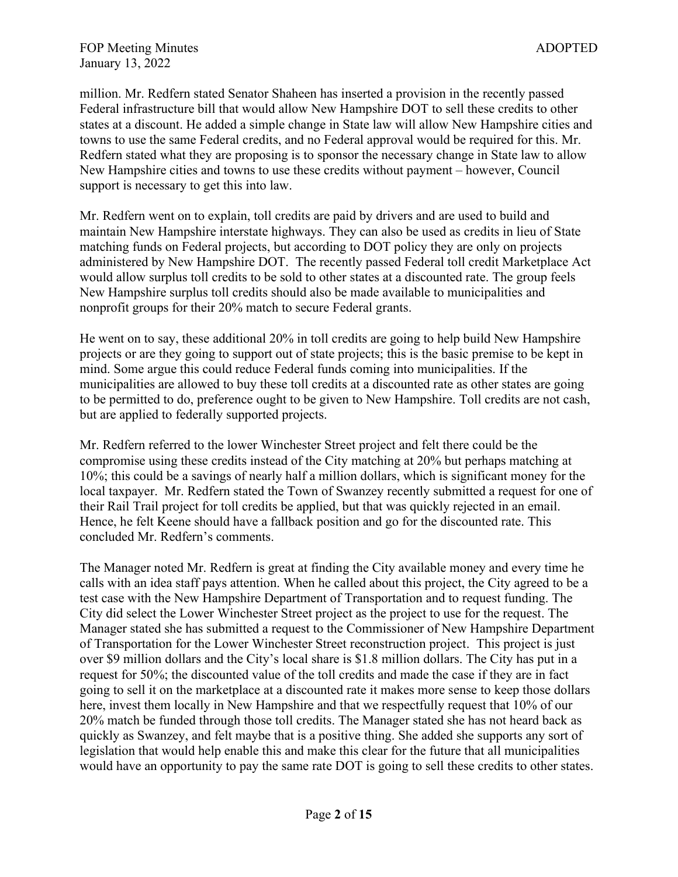million. Mr. Redfern stated Senator Shaheen has inserted a provision in the recently passed Federal infrastructure bill that would allow New Hampshire DOT to sell these credits to other states at a discount. He added a simple change in State law will allow New Hampshire cities and towns to use the same Federal credits, and no Federal approval would be required for this. Mr. Redfern stated what they are proposing is to sponsor the necessary change in State law to allow New Hampshire cities and towns to use these credits without payment – however, Council support is necessary to get this into law.

Mr. Redfern went on to explain, toll credits are paid by drivers and are used to build and maintain New Hampshire interstate highways. They can also be used as credits in lieu of State matching funds on Federal projects, but according to DOT policy they are only on projects administered by New Hampshire DOT. The recently passed Federal toll credit Marketplace Act would allow surplus toll credits to be sold to other states at a discounted rate. The group feels New Hampshire surplus toll credits should also be made available to municipalities and nonprofit groups for their 20% match to secure Federal grants.

He went on to say, these additional 20% in toll credits are going to help build New Hampshire projects or are they going to support out of state projects; this is the basic premise to be kept in mind. Some argue this could reduce Federal funds coming into municipalities. If the municipalities are allowed to buy these toll credits at a discounted rate as other states are going to be permitted to do, preference ought to be given to New Hampshire. Toll credits are not cash, but are applied to federally supported projects.

Mr. Redfern referred to the lower Winchester Street project and felt there could be the compromise using these credits instead of the City matching at 20% but perhaps matching at 10%; this could be a savings of nearly half a million dollars, which is significant money for the local taxpayer. Mr. Redfern stated the Town of Swanzey recently submitted a request for one of their Rail Trail project for toll credits be applied, but that was quickly rejected in an email. Hence, he felt Keene should have a fallback position and go for the discounted rate. This concluded Mr. Redfern's comments.

The Manager noted Mr. Redfern is great at finding the City available money and every time he calls with an idea staff pays attention. When he called about this project, the City agreed to be a test case with the New Hampshire Department of Transportation and to request funding. The City did select the Lower Winchester Street project as the project to use for the request. The Manager stated she has submitted a request to the Commissioner of New Hampshire Department of Transportation for the Lower Winchester Street reconstruction project. This project is just over $9 million dollars and the City's local share is $1.8 million dollars. The City has put in a request for 50%; the discounted value of the toll credits and made the case if they are in fact going to sell it on the marketplace at a discounted rate it makes more sense to keep those dollars here, invest them locally in New Hampshire and that we respectfully request that 10% of our 20% match be funded through those toll credits. The Manager stated she has not heard back as quickly as Swanzey, and felt maybe that is a positive thing. She added she supports any sort of legislation that would help enable this and make this clear for the future that all municipalities would have an opportunity to pay the same rate DOT is going to sell these credits to other states.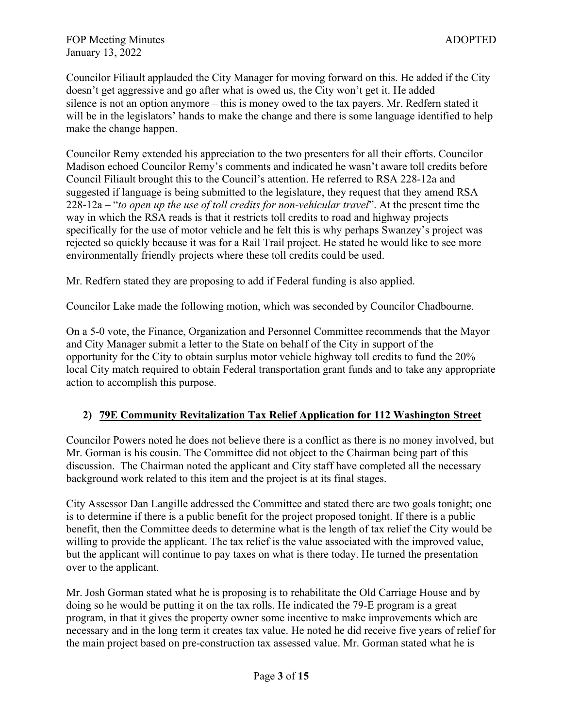Councilor Filiault applauded the City Manager for moving forward on this. He added if the City doesn't get aggressive and go after what is owed us, the City won't get it. He added silence is not an option anymore – this is money owed to the tax payers. Mr. Redfern stated it will be in the legislators' hands to make the change and there is some language identified to help make the change happen.

Councilor Remy extended his appreciation to the two presenters for all their efforts. Councilor Madison echoed Councilor Remy's comments and indicated he wasn't aware toll credits before Council Filiault brought this to the Council's attention. He referred to RSA 228-12a and suggested if language is being submitted to the legislature, they request that they amend RSA 228-12a – "*to open up the use of toll credits for non-vehicular travel*". At the present time the way in which the RSA reads is that it restricts toll credits to road and highway projects specifically for the use of motor vehicle and he felt this is why perhaps Swanzey's project was rejected so quickly because it was for a Rail Trail project. He stated he would like to see more environmentally friendly projects where these toll credits could be used.

Mr. Redfern stated they are proposing to add if Federal funding is also applied.

Councilor Lake made the following motion, which was seconded by Councilor Chadbourne.

On a 5-0 vote, the Finance, Organization and Personnel Committee recommends that the Mayor and City Manager submit a letter to the State on behalf of the City in support of the opportunity for the City to obtain surplus motor vehicle highway toll credits to fund the 20% local City match required to obtain Federal transportation grant funds and to take any appropriate action to accomplish this purpose.

## 2) 79E Community Revitalization Tax Relief Application for 112 Washington Street

Councilor Powers noted he does not believe there is a conflict as there is no money involved, but Mr. Gorman is his cousin. The Committee did not object to the Chairman being part of this discussion. The Chairman noted the applicant and City staff have completed all the necessary background work related to this item and the project is at its final stages.

City Assessor Dan Langille addressed the Committee and stated there are two goals tonight; one is to determine if there is a public benefit for the project proposed tonight. If there is a public benefit, then the Committee deeds to determine what is the length of tax relief the City would be willing to provide the applicant. The tax relief is the value associated with the improved value, but the applicant will continue to pay taxes on what is there today. He turned the presentation over to the applicant.

Mr. Josh Gorman stated what he is proposing is to rehabilitate the Old Carriage House and by doing so he would be putting it on the tax rolls. He indicated the 79-E program is a great program, in that it gives the property owner some incentive to make improvements which are necessary and in the long term it creates tax value. He noted he did receive five years of relief for the main project based on pre-construction tax assessed value. Mr. Gorman stated what he is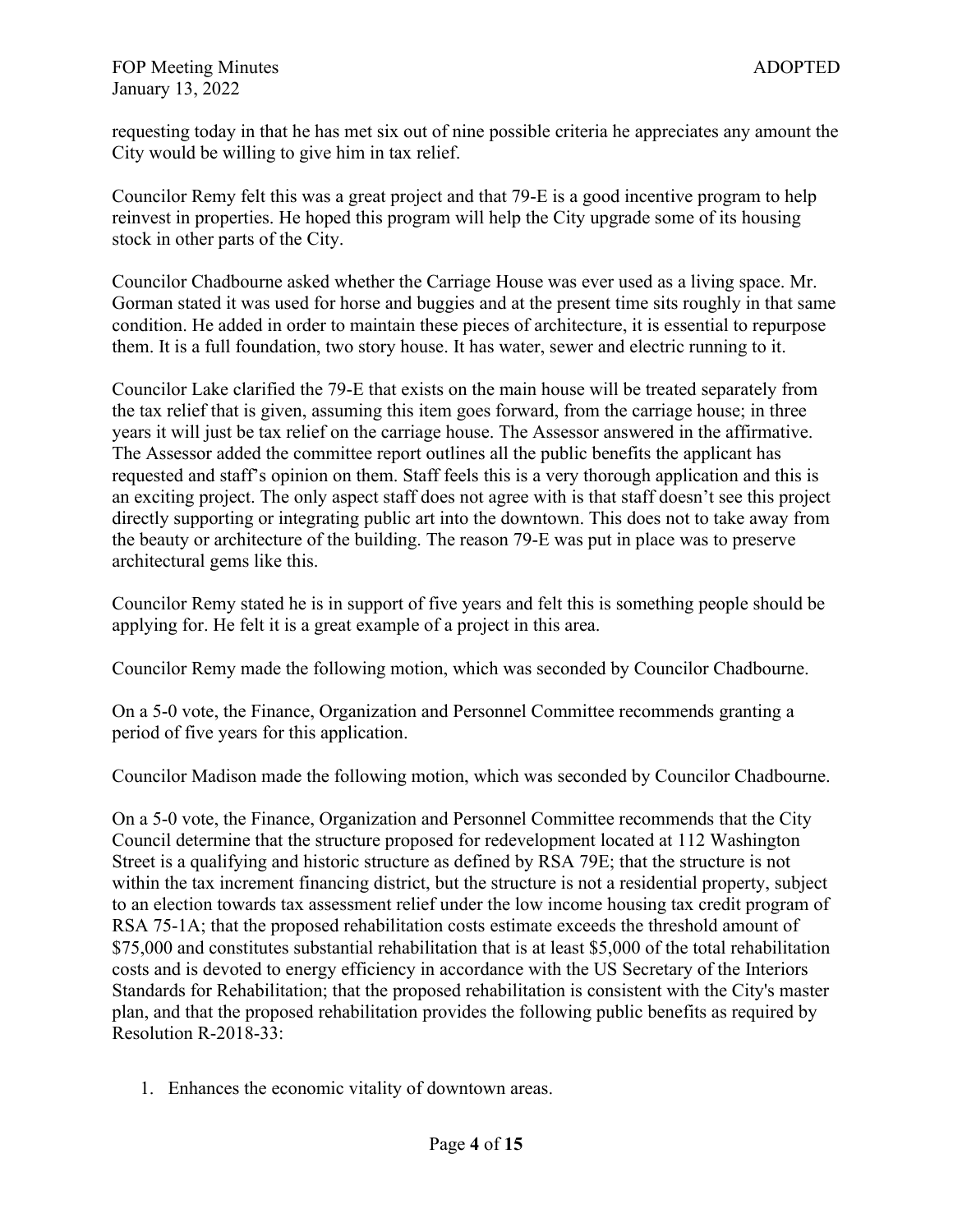requesting today in that he has met six out of nine possible criteria he appreciates any amount the City would be willing to give him in tax relief.

Councilor Remy felt this was a great project and that 79-E is a good incentive program to help reinvest in properties. He hoped this program will help the City upgrade some of its housing stock in other parts of the City.

Councilor Chadbourne asked whether the Carriage House was ever used as a living space. Mr. Gorman stated it was used for horse and buggies and at the present time sits roughly in that same condition. He added in order to maintain these pieces of architecture, it is essential to repurpose them. It is a full foundation, two story house. It has water, sewer and electric running to it.

Councilor Lake clarified the 79-E that exists on the main house will be treated separately from the tax relief that is given, assuming this item goes forward, from the carriage house; in three years it will just be tax relief on the carriage house. The Assessor answered in the affirmative. The Assessor added the committee report outlines all the public benefits the applicant has requested and staff's opinion on them. Staff feels this is a very thorough application and this is an exciting project. The only aspect staff does not agree with is that staff doesn't see this project directly supporting or integrating public art into the downtown. This does not to take away from the beauty or architecture of the building. The reason 79-E was put in place was to preserve architectural gems like this.

Councilor Remy stated he is in support of five years and felt this is something people should be applying for. He felt it is a great example of a project in this area.

Councilor Remy made the following motion, which was seconded by Councilor Chadbourne.

On a 5-0 vote, the Finance, Organization and Personnel Committee recommends granting a period of five years for this application.

Councilor Madison made the following motion, which was seconded by Councilor Chadbourne.

On a 5-0 vote, the Finance, Organization and Personnel Committee recommends that the City Council determine that the structure proposed for redevelopment located at 112 Washington Street is a qualifying and historic structure as defined by RSA 79E; that the structure is not within the tax increment financing district, but the structure is not a residential property, subject to an election towards tax assessment relief under the low income housing tax credit program of RSA 75-1A; that the proposed rehabilitation costs estimate exceeds the threshold amount of \$75,000 and constitutes substantial rehabilitation that is at least \$5,000 of the total rehabilitation costs and is devoted to energy efficiency in accordance with the US Secretary of the Interiors Standards for Rehabilitation; that the proposed rehabilitation is consistent with the City's master plan, and that the proposed rehabilitation provides the following public benefits as required by Resolution R-2018-33:

1. Enhances the economic vitality of downtown areas.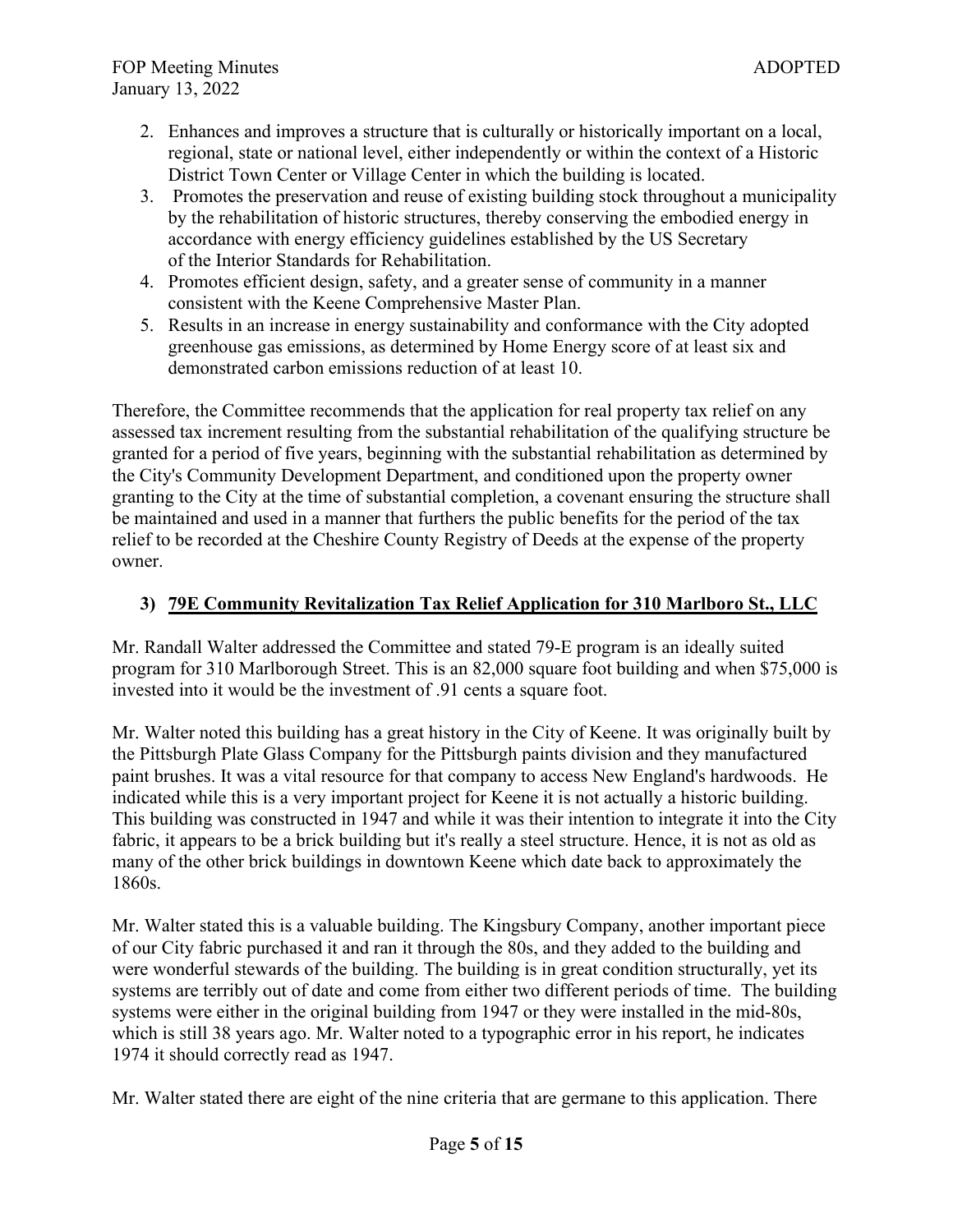2. Enhances and improves a structure that is culturally or historically important on a local, regional, state or national level, either independently or within the context of a Historic District Town Center or Village Center in which the building is located.
3. Promotes the preservation and reuse of existing building stock throughout a municipality by the rehabilitation of historic structures, thereby conserving the embodied energy in accordance with energy efficiency guidelines established by the US Secretary of the Interior Standards for Rehabilitation.
4. Promotes efficient design, safety, and a greater sense of community in a manner consistent with the Keene Comprehensive Master Plan.
5. Results in an increase in energy sustainability and conformance with the City adopted greenhouse gas emissions, as determined by Home Energy score of at least six and demonstrated carbon emissions reduction of at least 10.

Therefore, the Committee recommends that the application for real property tax relief on any assessed tax increment resulting from the substantial rehabilitation of the qualifying structure be granted for a period of five years, beginning with the substantial rehabilitation as determined by the City's Community Development Department, and conditioned upon the property owner granting to the City at the time of substantial completion, a covenant ensuring the structure shall be maintained and used in a manner that furthers the public benefits for the period of the tax relief to be recorded at the Cheshire County Registry of Deeds at the expense of the property owner.

### 3) 79E Community Revitalization Tax Relief Application for 310 Marlboro St., LLC

Mr. Randall Walter addressed the Committee and stated 79-E program is an ideally suited program for 310 Marlborough Street. This is an 82,000 square foot building and when $75,000 is invested into it would be the investment of .91 cents a square foot.

Mr. Walter noted this building has a great history in the City of Keene. It was originally built by the Pittsburgh Plate Glass Company for the Pittsburgh paints division and they manufactured paint brushes. It was a vital resource for that company to access New England's hardwoods. He indicated while this is a very important project for Keene it is not actually a historic building. This building was constructed in 1947 and while it was their intention to integrate it into the City fabric, it appears to be a brick building but it's really a steel structure. Hence, it is not as old as many of the other brick buildings in downtown Keene which date back to approximately the 1860s.

Mr. Walter stated this is a valuable building. The Kingsbury Company, another important piece of our City fabric purchased it and ran it through the 80s, and they added to the building and were wonderful stewards of the building. The building is in great condition structurally, yet its systems are terribly out of date and come from either two different periods of time. The building systems were either in the original building from 1947 or they were installed in the mid-80s, which is still 38 years ago. Mr. Walter noted to a typographic error in his report, he indicates 1974 it should correctly read as 1947.

Mr. Walter stated there are eight of the nine criteria that are germane to this application. There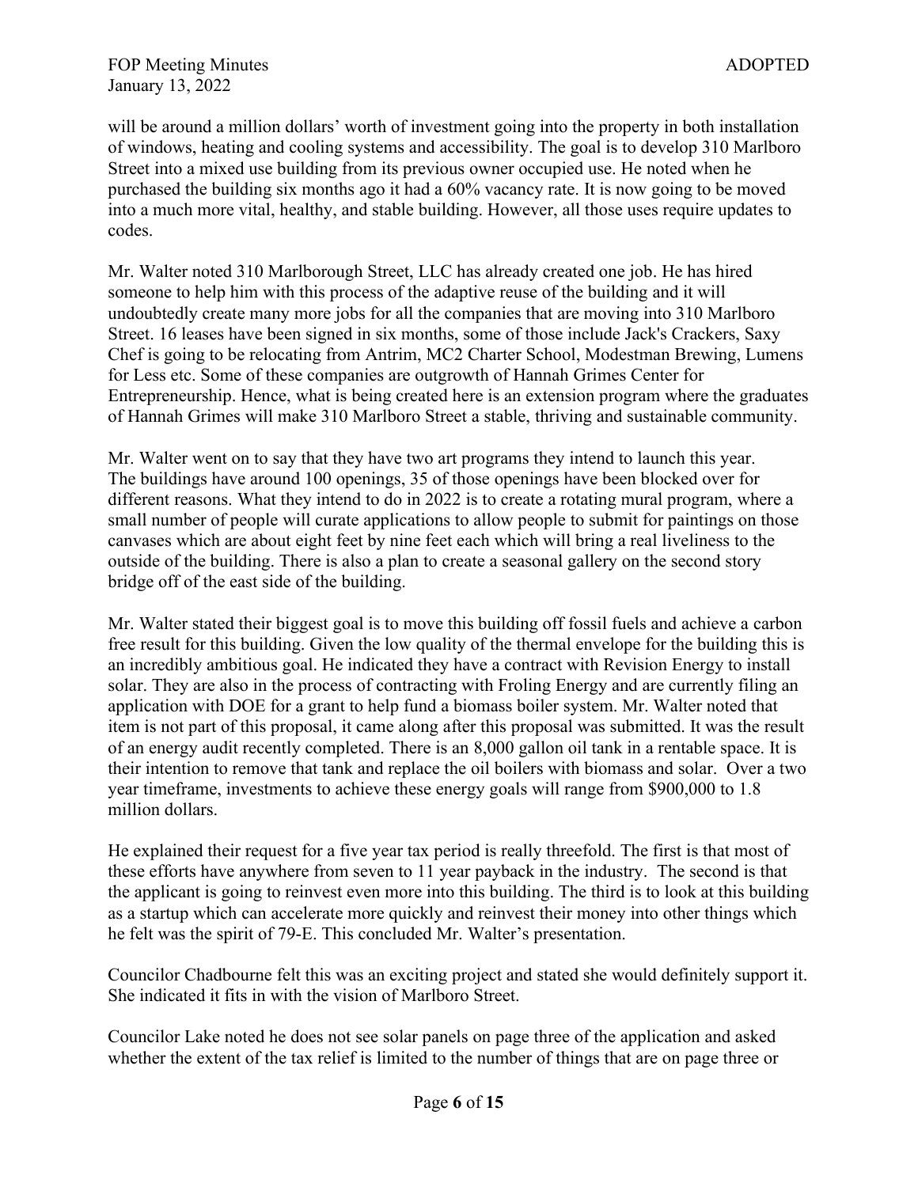will be around a million dollars' worth of investment going into the property in both installation of windows, heating and cooling systems and accessibility. The goal is to develop 310 Marlboro Street into a mixed use building from its previous owner occupied use. He noted when he purchased the building six months ago it had a 60% vacancy rate. It is now going to be moved into a much more vital, healthy, and stable building. However, all those uses require updates to codes.

Mr. Walter noted 310 Marlborough Street, LLC has already created one job. He has hired someone to help him with this process of the adaptive reuse of the building and it will undoubtedly create many more jobs for all the companies that are moving into 310 Marlboro Street. 16 leases have been signed in six months, some of those include Jack's Crackers, Saxy Chef is going to be relocating from Antrim, MC2 Charter School, Modestman Brewing, Lumens for Less etc. Some of these companies are outgrowth of Hannah Grimes Center for Entrepreneurship. Hence, what is being created here is an extension program where the graduates of Hannah Grimes will make 310 Marlboro Street a stable, thriving and sustainable community.

Mr. Walter went on to say that they have two art programs they intend to launch this year. The buildings have around 100 openings, 35 of those openings have been blocked over for different reasons. What they intend to do in 2022 is to create a rotating mural program, where a small number of people will curate applications to allow people to submit for paintings on those canvases which are about eight feet by nine feet each which will bring a real liveliness to the outside of the building. There is also a plan to create a seasonal gallery on the second story bridge off of the east side of the building.

Mr. Walter stated their biggest goal is to move this building off fossil fuels and achieve a carbon free result for this building. Given the low quality of the thermal envelope for the building this is an incredibly ambitious goal. He indicated they have a contract with Revision Energy to install solar. They are also in the process of contracting with Froling Energy and are currently filing an application with DOE for a grant to help fund a biomass boiler system. Mr. Walter noted that item is not part of this proposal, it came along after this proposal was submitted. It was the result of an energy audit recently completed. There is an 8,000 gallon oil tank in a rentable space. It is their intention to remove that tank and replace the oil boilers with biomass and solar. Over a two year timeframe, investments to achieve these energy goals will range from $900,000 to 1.8 million dollars.

He explained their request for a five year tax period is really threefold. The first is that most of these efforts have anywhere from seven to 11 year payback in the industry. The second is that the applicant is going to reinvest even more into this building. The third is to look at this building as a startup which can accelerate more quickly and reinvest their money into other things which he felt was the spirit of 79-E. This concluded Mr. Walter's presentation.

Councilor Chadbourne felt this was an exciting project and stated she would definitely support it. She indicated it fits in with the vision of Marlboro Street.

Councilor Lake noted he does not see solar panels on page three of the application and asked whether the extent of the tax relief is limited to the number of things that are on page three or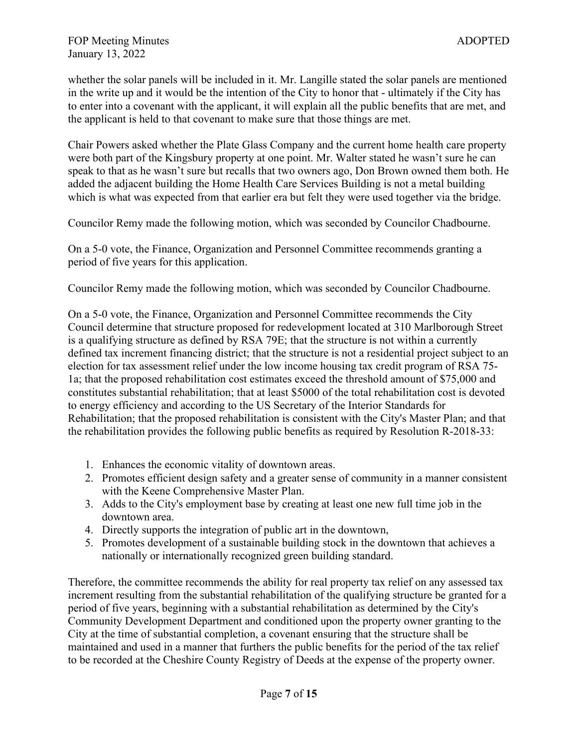whether the solar panels will be included in it. Mr. Langille stated the solar panels are mentioned in the write up and it would be the intention of the City to honor that - ultimately if the City has to enter into a covenant with the applicant, it will explain all the public benefits that are met, and the applicant is held to that covenant to make sure that those things are met.

Chair Powers asked whether the Plate Glass Company and the current home health care property were both part of the Kingsbury property at one point. Mr. Walter stated he wasn't sure he can speak to that as he wasn't sure but recalls that two owners ago, Don Brown owned them both. He added the adjacent building the Home Health Care Services Building is not a metal building which is what was expected from that earlier era but felt they were used together via the bridge.

Councilor Remy made the following motion, which was seconded by Councilor Chadbourne.

On a 5-0 vote, the Finance, Organization and Personnel Committee recommends granting a period of five years for this application.

Councilor Remy made the following motion, which was seconded by Councilor Chadbourne.

On a 5-0 vote, the Finance, Organization and Personnel Committee recommends the City Council determine that structure proposed for redevelopment located at 310 Marlborough Street is a qualifying structure as defined by RSA 79E; that the structure is not within a currently defined tax increment financing district; that the structure is not a residential project subject to an election for tax assessment relief under the low income housing tax credit program of RSA 75-1a; that the proposed rehabilitation cost estimates exceed the threshold amount of $75,000 and constitutes substantial rehabilitation; that at least $5000 of the total rehabilitation cost is devoted to energy efficiency and according to the US Secretary of the Interior Standards for Rehabilitation; that the proposed rehabilitation is consistent with the City's Master Plan; and that the rehabilitation provides the following public benefits as required by Resolution R-2018-33:

1. Enhances the economic vitality of downtown areas.
2. Promotes efficient design safety and a greater sense of community in a manner consistent with the Keene Comprehensive Master Plan.
3. Adds to the City's employment base by creating at least one new full time job in the downtown area.
4. Directly supports the integration of public art in the downtown,
5. Promotes development of a sustainable building stock in the downtown that achieves a nationally or internationally recognized green building standard.

Therefore, the committee recommends the ability for real property tax relief on any assessed tax increment resulting from the substantial rehabilitation of the qualifying structure be granted for a period of five years, beginning with a substantial rehabilitation as determined by the City's Community Development Department and conditioned upon the property owner granting to the City at the time of substantial completion, a covenant ensuring that the structure shall be maintained and used in a manner that furthers the public benefits for the period of the tax relief to be recorded at the Cheshire County Registry of Deeds at the expense of the property owner.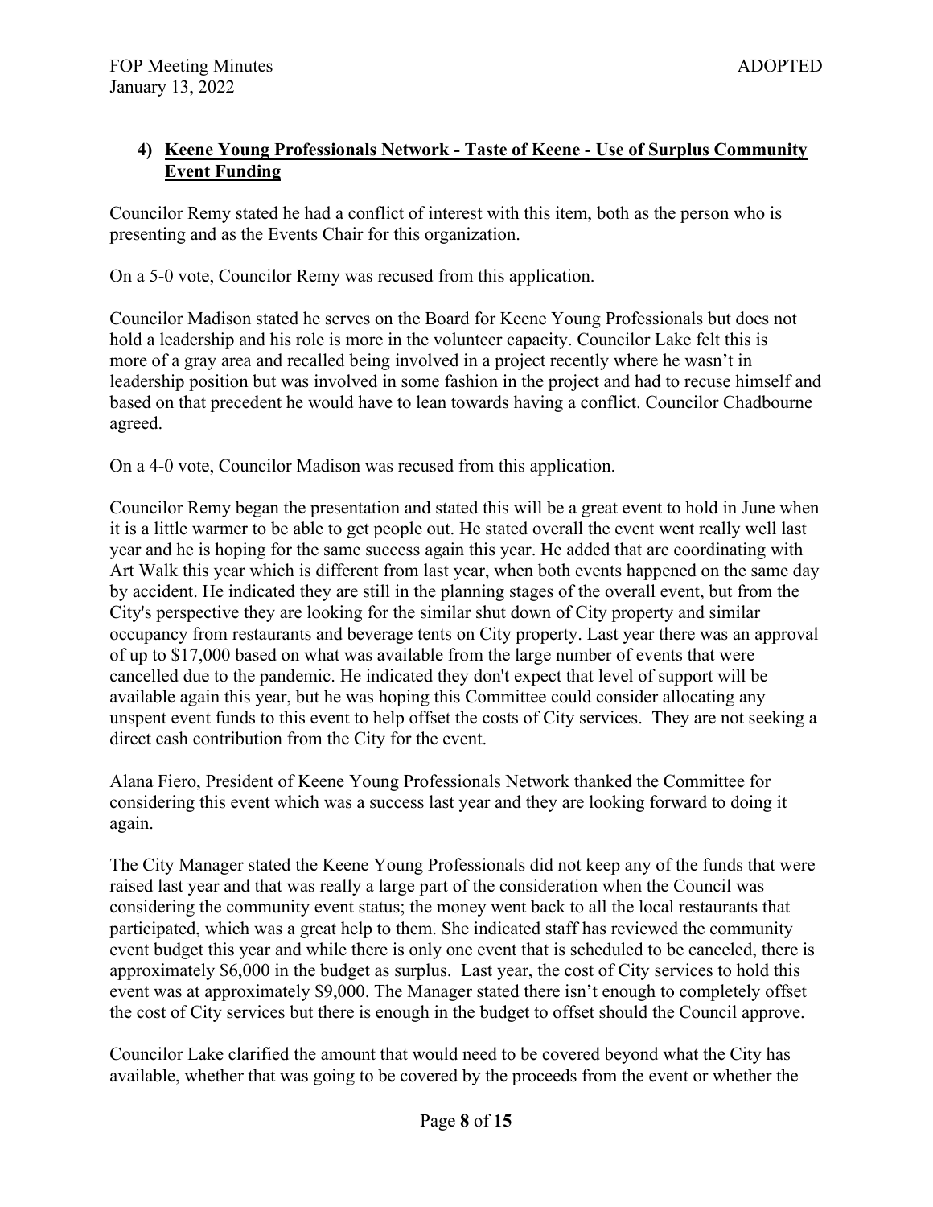#### 4) **Keene Young Professionals Network - Taste of Keene - Use of Surplus Community Event Funding**

Councilor Remy stated he had a conflict of interest with this item, both as the person who is presenting and as the Events Chair for this organization.

On a 5-0 vote, Councilor Remy was recused from this application.

Councilor Madison stated he serves on the Board for Keene Young Professionals but does not hold a leadership and his role is more in the volunteer capacity. Councilor Lake felt this is more of a gray area and recalled being involved in a project recently where he wasn't in leadership position but was involved in some fashion in the project and had to recuse himself and based on that precedent he would have to lean towards having a conflict. Councilor Chadbourne agreed.

On a 4-0 vote, Councilor Madison was recused from this application.

Councilor Remy began the presentation and stated this will be a great event to hold in June when it is a little warmer to be able to get people out. He stated overall the event went really well last year and he is hoping for the same success again this year. He added that are coordinating with Art Walk this year which is different from last year, when both events happened on the same day by accident. He indicated they are still in the planning stages of the overall event, but from the City's perspective they are looking for the similar shut down of City property and similar occupancy from restaurants and beverage tents on City property. Last year there was an approval of up to $17,000 based on what was available from the large number of events that were cancelled due to the pandemic. He indicated they don't expect that level of support will be available again this year, but he was hoping this Committee could consider allocating any unspent event funds to this event to help offset the costs of City services. They are not seeking a direct cash contribution from the City for the event.

Alana Fiero, President of Keene Young Professionals Network thanked the Committee for considering this event which was a success last year and they are looking forward to doing it again.

The City Manager stated the Keene Young Professionals did not keep any of the funds that were raised last year and that was really a large part of the consideration when the Council was considering the community event status; the money went back to all the local restaurants that participated, which was a great help to them. She indicated staff has reviewed the community event budget this year and while there is only one event that is scheduled to be canceled, there is approximately $6,000 in the budget as surplus. Last year, the cost of City services to hold this event was at approximately $9,000. The Manager stated there isn't enough to completely offset the cost of City services but there is enough in the budget to offset should the Council approve.

Councilor Lake clarified the amount that would need to be covered beyond what the City has available, whether that was going to be covered by the proceeds from the event or whether the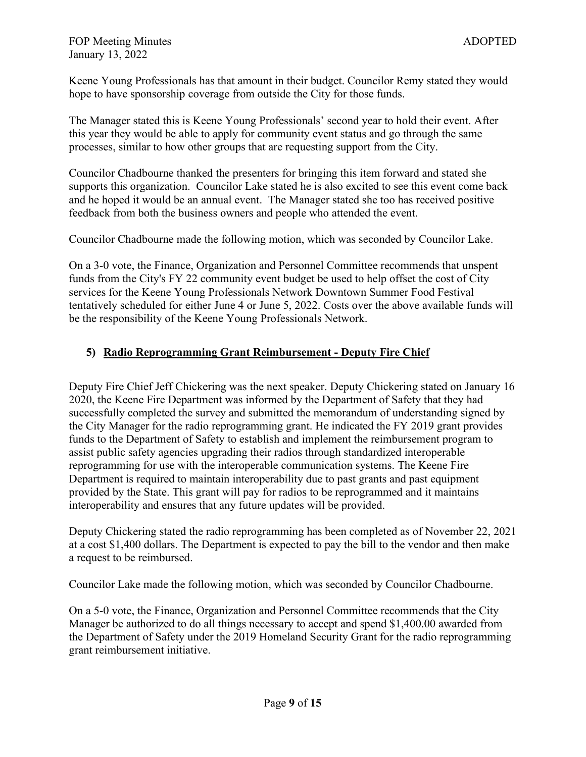Keene Young Professionals has that amount in their budget. Councilor Remy stated they would hope to have sponsorship coverage from outside the City for those funds.

The Manager stated this is Keene Young Professionals' second year to hold their event. After this year they would be able to apply for community event status and go through the same processes, similar to how other groups that are requesting support from the City.

Councilor Chadbourne thanked the presenters for bringing this item forward and stated she supports this organization. Councilor Lake stated he is also excited to see this event come back and he hoped it would be an annual event. The Manager stated she too has received positive feedback from both the business owners and people who attended the event.

Councilor Chadbourne made the following motion, which was seconded by Councilor Lake.

On a 3-0 vote, the Finance, Organization and Personnel Committee recommends that unspent funds from the City's FY 22 community event budget be used to help offset the cost of City services for the Keene Young Professionals Network Downtown Summer Food Festival tentatively scheduled for either June 4 or June 5, 2022. Costs over the above available funds will be the responsibility of the Keene Young Professionals Network.

## 5) **Radio Reprogramming Grant Reimbursement - Deputy Fire Chief**

Deputy Fire Chief Jeff Chickering was the next speaker. Deputy Chickering stated on January 16 2020, the Keene Fire Department was informed by the Department of Safety that they had successfully completed the survey and submitted the memorandum of understanding signed by the City Manager for the radio reprogramming grant. He indicated the FY 2019 grant provides funds to the Department of Safety to establish and implement the reimbursement program to assist public safety agencies upgrading their radios through standardized interoperable reprogramming for use with the interoperable communication systems. The Keene Fire Department is required to maintain interoperability due to past grants and past equipment provided by the State. This grant will pay for radios to be reprogrammed and it maintains interoperability and ensures that any future updates will be provided.

Deputy Chickering stated the radio reprogramming has been completed as of November 22, 2021 at a cost $1,400 dollars. The Department is expected to pay the bill to the vendor and then make a request to be reimbursed.

Councilor Lake made the following motion, which was seconded by Councilor Chadbourne.

On a 5-0 vote, the Finance, Organization and Personnel Committee recommends that the City Manager be authorized to do all things necessary to accept and spend $1,400.00 awarded from the Department of Safety under the 2019 Homeland Security Grant for the radio reprogramming grant reimbursement initiative.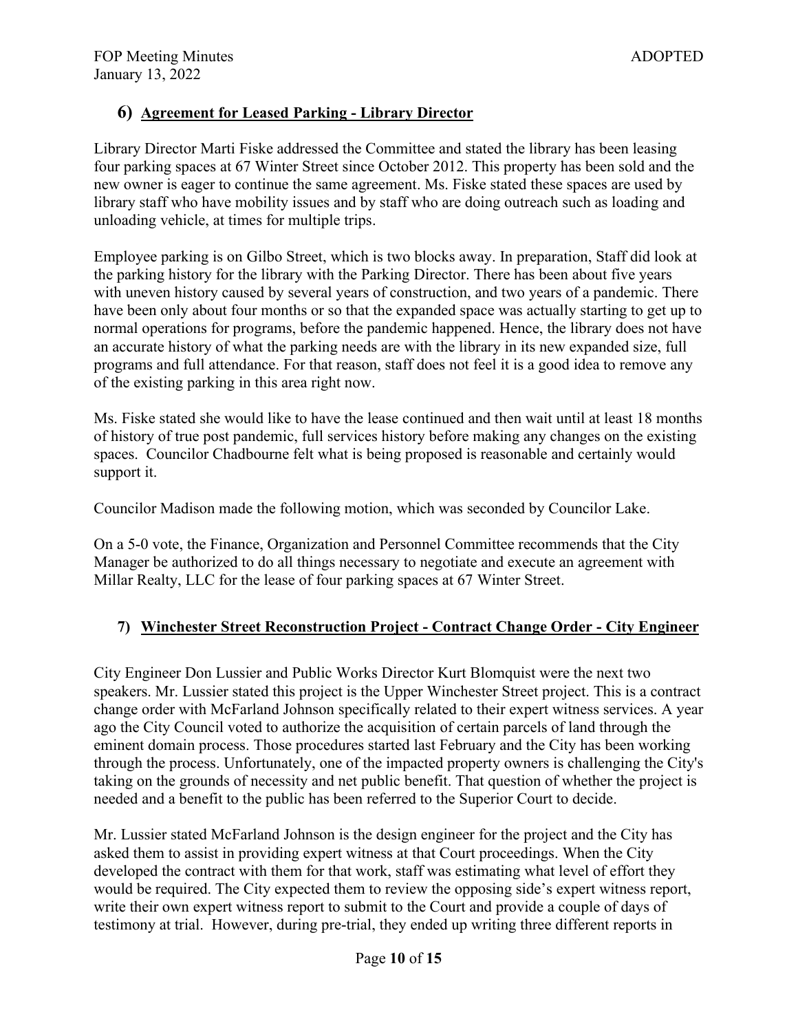## 6) Agreement for Leased Parking - Library Director

Library Director Marti Fiske addressed the Committee and stated the library has been leasing four parking spaces at 67 Winter Street since October 2012. This property has been sold and the new owner is eager to continue the same agreement. Ms. Fiske stated these spaces are used by library staff who have mobility issues and by staff who are doing outreach such as loading and unloading vehicle, at times for multiple trips.

Employee parking is on Gilbo Street, which is two blocks away. In preparation, Staff did look at the parking history for the library with the Parking Director. There has been about five years with uneven history caused by several years of construction, and two years of a pandemic. There have been only about four months or so that the expanded space was actually starting to get up to normal operations for programs, before the pandemic happened. Hence, the library does not have an accurate history of what the parking needs are with the library in its new expanded size, full programs and full attendance. For that reason, staff does not feel it is a good idea to remove any of the existing parking in this area right now.

Ms. Fiske stated she would like to have the lease continued and then wait until at least 18 months of history of true post pandemic, full services history before making any changes on the existing spaces. Councilor Chadbourne felt what is being proposed is reasonable and certainly would support it.

Councilor Madison made the following motion, which was seconded by Councilor Lake.

On a 5-0 vote, the Finance, Organization and Personnel Committee recommends that the City Manager be authorized to do all things necessary to negotiate and execute an agreement with Millar Realty, LLC for the lease of four parking spaces at 67 Winter Street.

## 7) Winchester Street Reconstruction Project - Contract Change Order - City Engineer

City Engineer Don Lussier and Public Works Director Kurt Blomquist were the next two speakers. Mr. Lussier stated this project is the Upper Winchester Street project. This is a contract change order with McFarland Johnson specifically related to their expert witness services. A year ago the City Council voted to authorize the acquisition of certain parcels of land through the eminent domain process. Those procedures started last February and the City has been working through the process. Unfortunately, one of the impacted property owners is challenging the City's taking on the grounds of necessity and net public benefit. That question of whether the project is needed and a benefit to the public has been referred to the Superior Court to decide.

Mr. Lussier stated McFarland Johnson is the design engineer for the project and the City has asked them to assist in providing expert witness at that Court proceedings. When the City developed the contract with them for that work, staff was estimating what level of effort they would be required. The City expected them to review the opposing side's expert witness report, write their own expert witness report to submit to the Court and provide a couple of days of testimony at trial. However, during pre-trial, they ended up writing three different reports in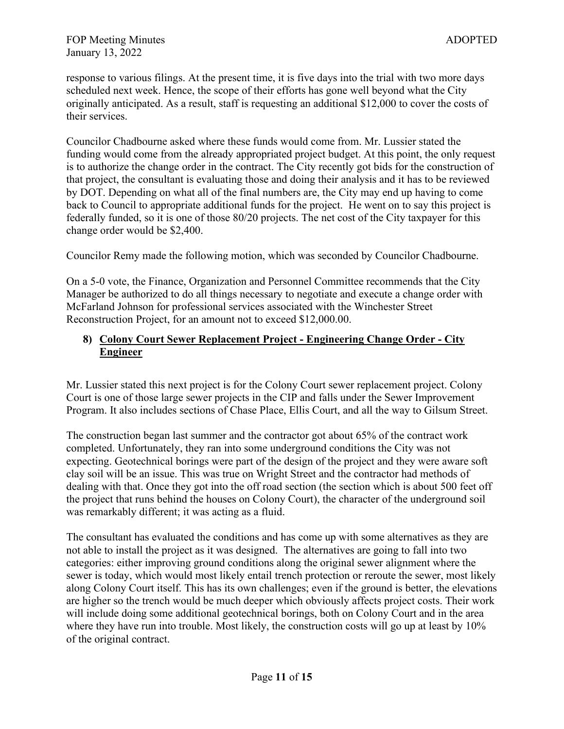response to various filings. At the present time, it is five days into the trial with two more days scheduled next week. Hence, the scope of their efforts has gone well beyond what the City originally anticipated. As a result, staff is requesting an additional $12,000 to cover the costs of their services.

Councilor Chadbourne asked where these funds would come from. Mr. Lussier stated the funding would come from the already appropriated project budget. At this point, the only request is to authorize the change order in the contract. The City recently got bids for the construction of that project, the consultant is evaluating those and doing their analysis and it has to be reviewed by DOT. Depending on what all of the final numbers are, the City may end up having to come back to Council to appropriate additional funds for the project. He went on to say this project is federally funded, so it is one of those 80/20 projects. The net cost of the City taxpayer for this change order would be $2,400.

Councilor Remy made the following motion, which was seconded by Councilor Chadbourne.

On a 5-0 vote, the Finance, Organization and Personnel Committee recommends that the City Manager be authorized to do all things necessary to negotiate and execute a change order with McFarland Johnson for professional services associated with the Winchester Street Reconstruction Project, for an amount not to exceed $12,000.00.

### 8) Colony Court Sewer Replacement Project - Engineering Change Order - City Engineer

Mr. Lussier stated this next project is for the Colony Court sewer replacement project. Colony Court is one of those large sewer projects in the CIP and falls under the Sewer Improvement Program. It also includes sections of Chase Place, Ellis Court, and all the way to Gilsum Street.

The construction began last summer and the contractor got about 65% of the contract work completed. Unfortunately, they ran into some underground conditions the City was not expecting. Geotechnical borings were part of the design of the project and they were aware soft clay soil will be an issue. This was true on Wright Street and the contractor had methods of dealing with that. Once they got into the off road section (the section which is about 500 feet off the project that runs behind the houses on Colony Court), the character of the underground soil was remarkably different; it was acting as a fluid.

The consultant has evaluated the conditions and has come up with some alternatives as they are not able to install the project as it was designed. The alternatives are going to fall into two categories: either improving ground conditions along the original sewer alignment where the sewer is today, which would most likely entail trench protection or reroute the sewer, most likely along Colony Court itself. This has its own challenges; even if the ground is better, the elevations are higher so the trench would be much deeper which obviously affects project costs. Their work will include doing some additional geotechnical borings, both on Colony Court and in the area where they have run into trouble. Most likely, the construction costs will go up at least by 10% of the original contract.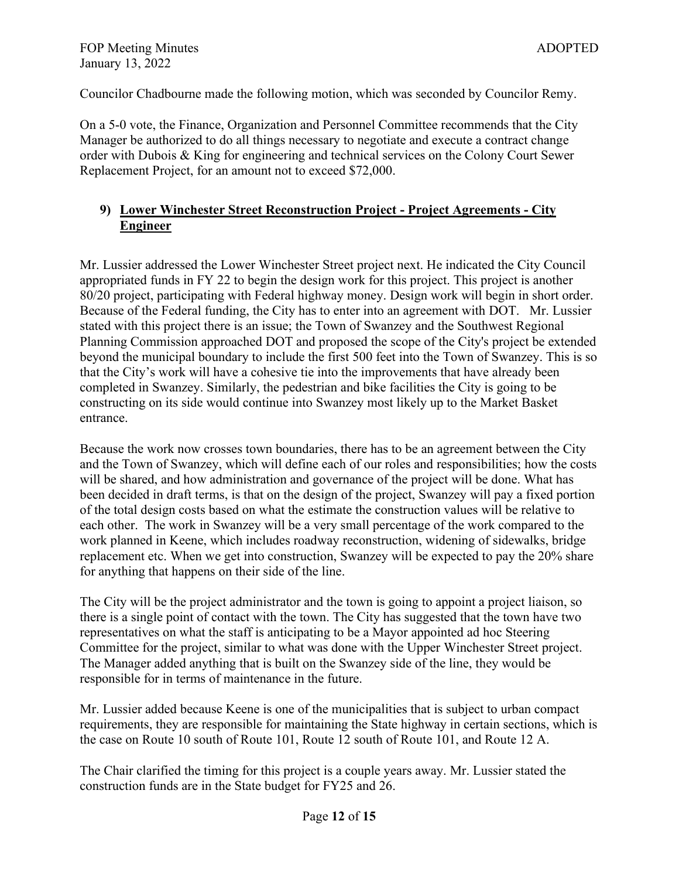Councilor Chadbourne made the following motion, which was seconded by Councilor Remy.

On a 5-0 vote, the Finance, Organization and Personnel Committee recommends that the City Manager be authorized to do all things necessary to negotiate and execute a contract change order with Dubois & King for engineering and technical services on the Colony Court Sewer Replacement Project, for an amount not to exceed $72,000.

### 9) **Lower Winchester Street Reconstruction Project - Project Agreements - City Engineer**

Mr. Lussier addressed the Lower Winchester Street project next. He indicated the City Council appropriated funds in FY 22 to begin the design work for this project. This project is another 80/20 project, participating with Federal highway money. Design work will begin in short order. Because of the Federal funding, the City has to enter into an agreement with DOT. Mr. Lussier stated with this project there is an issue; the Town of Swanzey and the Southwest Regional Planning Commission approached DOT and proposed the scope of the City's project be extended beyond the municipal boundary to include the first 500 feet into the Town of Swanzey. This is so that the City's work will have a cohesive tie into the improvements that have already been completed in Swanzey. Similarly, the pedestrian and bike facilities the City is going to be constructing on its side would continue into Swanzey most likely up to the Market Basket entrance.

Because the work now crosses town boundaries, there has to be an agreement between the City and the Town of Swanzey, which will define each of our roles and responsibilities; how the costs will be shared, and how administration and governance of the project will be done. What has been decided in draft terms, is that on the design of the project, Swanzey will pay a fixed portion of the total design costs based on what the estimate the construction values will be relative to each other. The work in Swanzey will be a very small percentage of the work compared to the work planned in Keene, which includes roadway reconstruction, widening of sidewalks, bridge replacement etc. When we get into construction, Swanzey will be expected to pay the 20% share for anything that happens on their side of the line.

The City will be the project administrator and the town is going to appoint a project liaison, so there is a single point of contact with the town. The City has suggested that the town have two representatives on what the staff is anticipating to be a Mayor appointed ad hoc Steering Committee for the project, similar to what was done with the Upper Winchester Street project. The Manager added anything that is built on the Swanzey side of the line, they would be responsible for in terms of maintenance in the future.

Mr. Lussier added because Keene is one of the municipalities that is subject to urban compact requirements, they are responsible for maintaining the State highway in certain sections, which is the case on Route 10 south of Route 101, Route 12 south of Route 101, and Route 12 A.

The Chair clarified the timing for this project is a couple years away. Mr. Lussier stated the construction funds are in the State budget for FY25 and 26.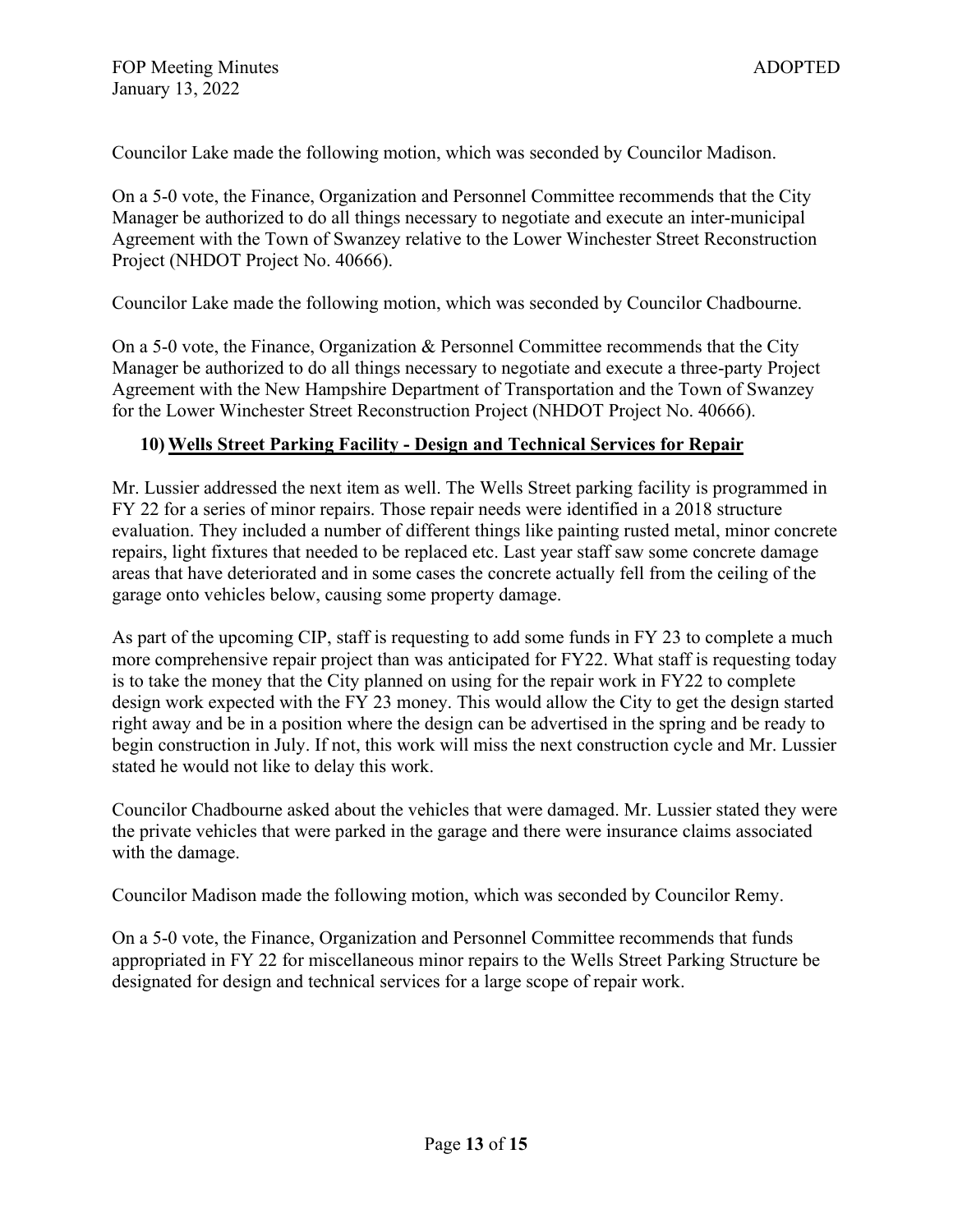Councilor Lake made the following motion, which was seconded by Councilor Madison.

On a 5-0 vote, the Finance, Organization and Personnel Committee recommends that the City Manager be authorized to do all things necessary to negotiate and execute an inter-municipal Agreement with the Town of Swanzey relative to the Lower Winchester Street Reconstruction Project (NHDOT Project No. 40666).

Councilor Lake made the following motion, which was seconded by Councilor Chadbourne.

On a 5-0 vote, the Finance, Organization & Personnel Committee recommends that the City Manager be authorized to do all things necessary to negotiate and execute a three-party Project Agreement with the New Hampshire Department of Transportation and the Town of Swanzey for the Lower Winchester Street Reconstruction Project (NHDOT Project No. 40666).

### 10) **Wells Street Parking Facility - Design and Technical Services for Repair**

Mr. Lussier addressed the next item as well. The Wells Street parking facility is programmed in FY 22 for a series of minor repairs. Those repair needs were identified in a 2018 structure evaluation. They included a number of different things like painting rusted metal, minor concrete repairs, light fixtures that needed to be replaced etc. Last year staff saw some concrete damage areas that have deteriorated and in some cases the concrete actually fell from the ceiling of the garage onto vehicles below, causing some property damage.

As part of the upcoming CIP, staff is requesting to add some funds in FY 23 to complete a much more comprehensive repair project than was anticipated for FY22. What staff is requesting today is to take the money that the City planned on using for the repair work in FY22 to complete design work expected with the FY 23 money. This would allow the City to get the design started right away and be in a position where the design can be advertised in the spring and be ready to begin construction in July. If not, this work will miss the next construction cycle and Mr. Lussier stated he would not like to delay this work.

Councilor Chadbourne asked about the vehicles that were damaged. Mr. Lussier stated they were the private vehicles that were parked in the garage and there were insurance claims associated with the damage.

Councilor Madison made the following motion, which was seconded by Councilor Remy.

On a 5-0 vote, the Finance, Organization and Personnel Committee recommends that funds appropriated in FY 22 for miscellaneous minor repairs to the Wells Street Parking Structure be designated for design and technical services for a large scope of repair work.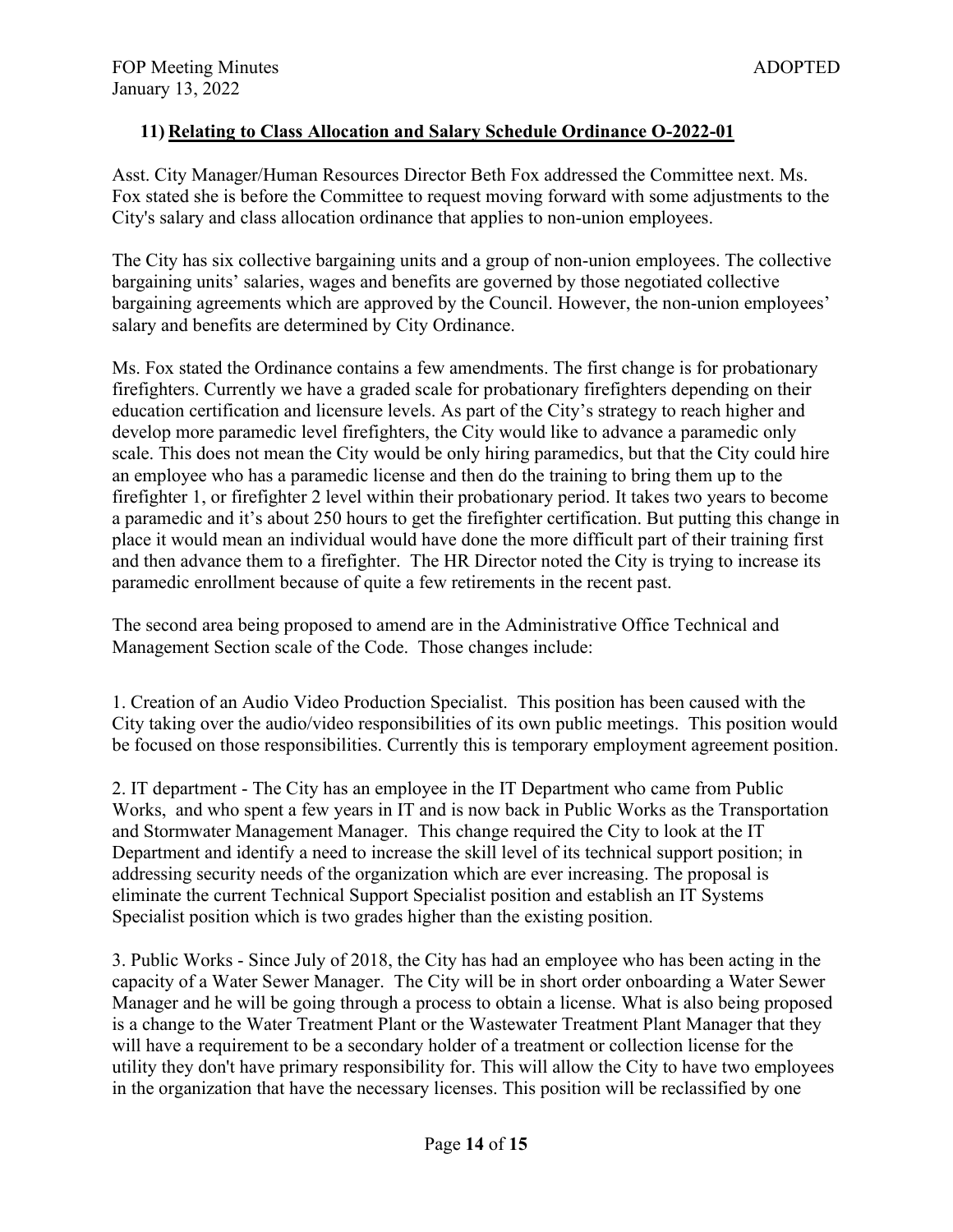### 11) Relating to Class Allocation and Salary Schedule Ordinance O-2022-01

Asst. City Manager/Human Resources Director Beth Fox addressed the Committee next. Ms. Fox stated she is before the Committee to request moving forward with some adjustments to the City's salary and class allocation ordinance that applies to non-union employees.

The City has six collective bargaining units and a group of non-union employees. The collective bargaining units' salaries, wages and benefits are governed by those negotiated collective bargaining agreements which are approved by the Council. However, the non-union employees' salary and benefits are determined by City Ordinance.

Ms. Fox stated the Ordinance contains a few amendments. The first change is for probationary firefighters. Currently we have a graded scale for probationary firefighters depending on their education certification and licensure levels. As part of the City's strategy to reach higher and develop more paramedic level firefighters, the City would like to advance a paramedic only scale. This does not mean the City would be only hiring paramedics, but that the City could hire an employee who has a paramedic license and then do the training to bring them up to the firefighter 1, or firefighter 2 level within their probationary period. It takes two years to become a paramedic and it's about 250 hours to get the firefighter certification. But putting this change in place it would mean an individual would have done the more difficult part of their training first and then advance them to a firefighter. The HR Director noted the City is trying to increase its paramedic enrollment because of quite a few retirements in the recent past.

The second area being proposed to amend are in the Administrative Office Technical and Management Section scale of the Code. Those changes include:

1. Creation of an Audio Video Production Specialist. This position has been caused with the City taking over the audio/video responsibilities of its own public meetings. This position would be focused on those responsibilities. Currently this is temporary employment agreement position.

2. IT department - The City has an employee in the IT Department who came from Public Works, and who spent a few years in IT and is now back in Public Works as the Transportation and Stormwater Management Manager. This change required the City to look at the IT Department and identify a need to increase the skill level of its technical support position; in addressing security needs of the organization which are ever increasing. The proposal is eliminate the current Technical Support Specialist position and establish an IT Systems Specialist position which is two grades higher than the existing position.

3. Public Works - Since July of 2018, the City has had an employee who has been acting in the capacity of a Water Sewer Manager. The City will be in short order onboarding a Water Sewer Manager and he will be going through a process to obtain a license. What is also being proposed is a change to the Water Treatment Plant or the Wastewater Treatment Plant Manager that they will have a requirement to be a secondary holder of a treatment or collection license for the utility they don't have primary responsibility for. This will allow the City to have two employees in the organization that have the necessary licenses. This position will be reclassified by one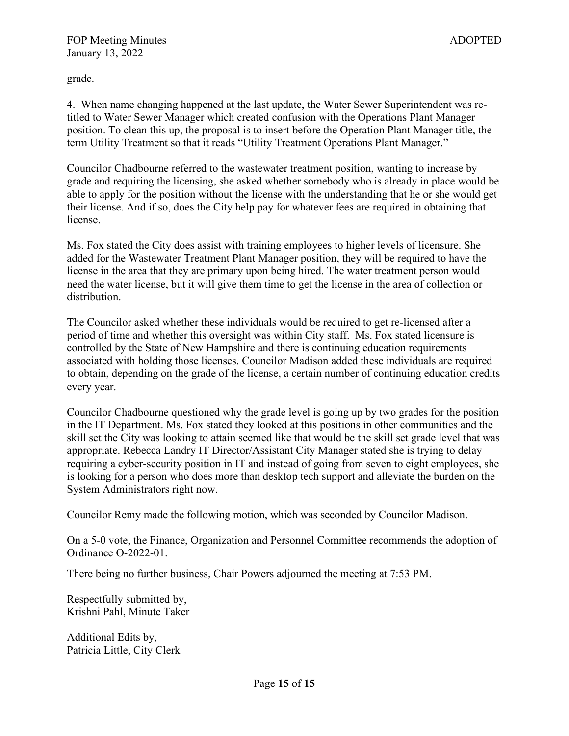grade.

4. When name changing happened at the last update, the Water Sewer Superintendent was re-titled to Water Sewer Manager which created confusion with the Operations Plant Manager position. To clean this up, the proposal is to insert before the Operation Plant Manager title, the term Utility Treatment so that it reads "Utility Treatment Operations Plant Manager."

Councilor Chadbourne referred to the wastewater treatment position, wanting to increase by grade and requiring the licensing, she asked whether somebody who is already in place would be able to apply for the position without the license with the understanding that he or she would get their license. And if so, does the City help pay for whatever fees are required in obtaining that license.

Ms. Fox stated the City does assist with training employees to higher levels of licensure. She added for the Wastewater Treatment Plant Manager position, they will be required to have the license in the area that they are primary upon being hired. The water treatment person would need the water license, but it will give them time to get the license in the area of collection or distribution.

The Councilor asked whether these individuals would be required to get re-licensed after a period of time and whether this oversight was within City staff. Ms. Fox stated licensure is controlled by the State of New Hampshire and there is continuing education requirements associated with holding those licenses. Councilor Madison added these individuals are required to obtain, depending on the grade of the license, a certain number of continuing education credits every year.

Councilor Chadbourne questioned why the grade level is going up by two grades for the position in the IT Department. Ms. Fox stated they looked at this positions in other communities and the skill set the City was looking to attain seemed like that would be the skill set grade level that was appropriate. Rebecca Landry IT Director/Assistant City Manager stated she is trying to delay requiring a cyber-security position in IT and instead of going from seven to eight employees, she is looking for a person who does more than desktop tech support and alleviate the burden on the System Administrators right now.

Councilor Remy made the following motion, which was seconded by Councilor Madison.

On a 5-0 vote, the Finance, Organization and Personnel Committee recommends the adoption of Ordinance O-2022-01.

There being no further business, Chair Powers adjourned the meeting at 7:53 PM.

Respectfully submitted by,
Krishni Pahl, Minute Taker

Additional Edits by,
Patricia Little, City Clerk